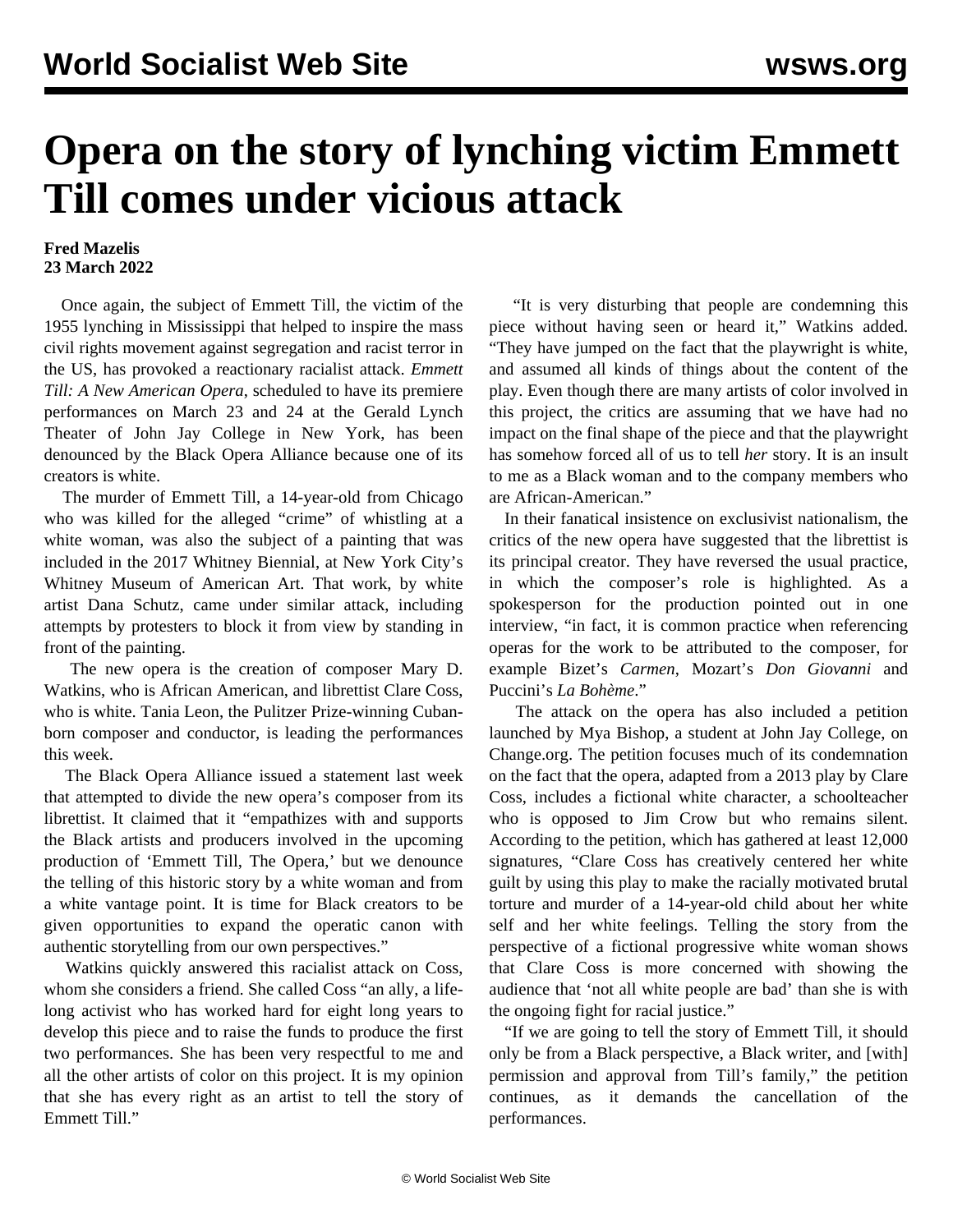# Opera on the story of lynching victim Emmett Till comes under vicious attack

**Fred Mazelis**
**23 March 2022**

Once again, the subject of Emmett Till, the victim of the 1955 lynching in Mississippi that helped to inspire the mass civil rights movement against segregation and racist terror in the US, has provoked a reactionary racialist attack. *Emmett Till: A New American Opera*, scheduled to have its premiere performances on March 23 and 24 at the Gerald Lynch Theater of John Jay College in New York, has been denounced by the Black Opera Alliance because one of its creators is white.

The murder of Emmett Till, a 14-year-old from Chicago who was killed for the alleged "crime" of whistling at a white woman, was also the subject of a painting that was included in the 2017 Whitney Biennial, at New York City's Whitney Museum of American Art. That work, by white artist Dana Schutz, came under similar attack, including attempts by protesters to block it from view by standing in front of the painting.

The new opera is the creation of composer Mary D. Watkins, who is African American, and librettist Clare Coss, who is white. Tania Leon, the Pulitzer Prize-winning Cuban-born composer and conductor, is leading the performances this week.

The Black Opera Alliance issued a statement last week that attempted to divide the new opera's composer from its librettist. It claimed that it "empathizes with and supports the Black artists and producers involved in the upcoming production of 'Emmett Till, The Opera,' but we denounce the telling of this historic story by a white woman and from a white vantage point. It is time for Black creators to be given opportunities to expand the operatic canon with authentic storytelling from our own perspectives."

Watkins quickly answered this racialist attack on Coss, whom she considers a friend. She called Coss "an ally, a life-long activist who has worked hard for eight long years to develop this piece and to raise the funds to produce the first two performances. She has been very respectful to me and all the other artists of color on this project. It is my opinion that she has every right as an artist to tell the story of Emmett Till."

"It is very disturbing that people are condemning this piece without having seen or heard it," Watkins added. "They have jumped on the fact that the playwright is white, and assumed all kinds of things about the content of the play. Even though there are many artists of color involved in this project, the critics are assuming that we have had no impact on the final shape of the piece and that the playwright has somehow forced all of us to tell *her* story. It is an insult to me as a Black woman and to the company members who are African-American."

In their fanatical insistence on exclusivist nationalism, the critics of the new opera have suggested that the librettist is its principal creator. They have reversed the usual practice, in which the composer's role is highlighted. As a spokesperson for the production pointed out in one interview, "in fact, it is common practice when referencing operas for the work to be attributed to the composer, for example Bizet's *Carmen*, Mozart's *Don Giovanni* and Puccini's *La Bohème*."

The attack on the opera has also included a petition launched by Mya Bishop, a student at John Jay College, on Change.org. The petition focuses much of its condemnation on the fact that the opera, adapted from a 2013 play by Clare Coss, includes a fictional white character, a schoolteacher who is opposed to Jim Crow but who remains silent. According to the petition, which has gathered at least 12,000 signatures, "Clare Coss has creatively centered her white guilt by using this play to make the racially motivated brutal torture and murder of a 14-year-old child about her white self and her white feelings. Telling the story from the perspective of a fictional progressive white woman shows that Clare Coss is more concerned with showing the audience that 'not all white people are bad' than she is with the ongoing fight for racial justice."

"If we are going to tell the story of Emmett Till, it should only be from a Black perspective, a Black writer, and [with] permission and approval from Till's family," the petition continues, as it demands the cancellation of the performances.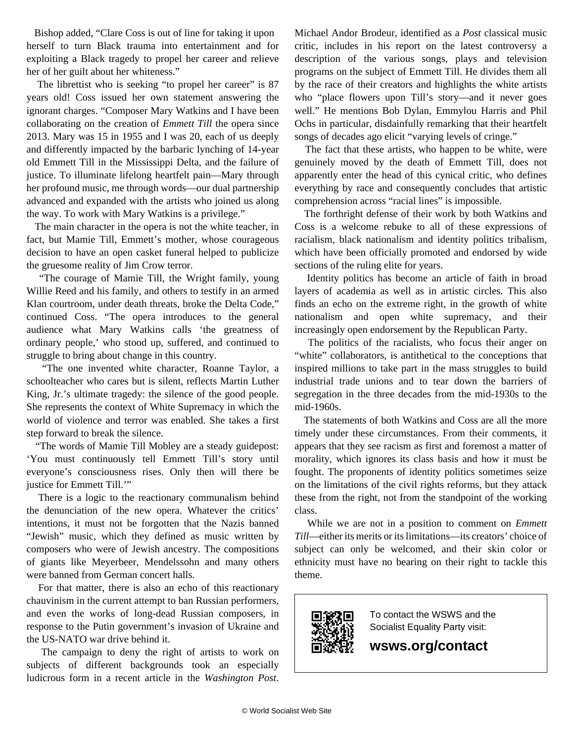Bishop added, "Clare Coss is out of line for taking it upon herself to turn Black trauma into entertainment and for exploiting a Black tragedy to propel her career and relieve her of her guilt about her whiteness."

The librettist who is seeking "to propel her career" is 87 years old! Coss issued her own statement answering the ignorant charges. "Composer Mary Watkins and I have been collaborating on the creation of *Emmett Till* the opera since 2013. Mary was 15 in 1955 and I was 20, each of us deeply and differently impacted by the barbaric lynching of 14-year old Emmett Till in the Mississippi Delta, and the failure of justice. To illuminate lifelong heartfelt pain—Mary through her profound music, me through words—our dual partnership advanced and expanded with the artists who joined us along the way. To work with Mary Watkins is a privilege."

The main character in the opera is not the white teacher, in fact, but Mamie Till, Emmett's mother, whose courageous decision to have an open casket funeral helped to publicize the gruesome reality of Jim Crow terror.

"The courage of Mamie Till, the Wright family, young Willie Reed and his family, and others to testify in an armed Klan courtroom, under death threats, broke the Delta Code," continued Coss. "The opera introduces to the general audience what Mary Watkins calls 'the greatness of ordinary people,' who stood up, suffered, and continued to struggle to bring about change in this country.

"The one invented white character, Roanne Taylor, a schoolteacher who cares but is silent, reflects Martin Luther King, Jr.'s ultimate tragedy: the silence of the good people. She represents the context of White Supremacy in which the world of violence and terror was enabled. She takes a first step forward to break the silence.

"The words of Mamie Till Mobley are a steady guidepost: 'You must continuously tell Emmett Till's story until everyone's consciousness rises. Only then will there be justice for Emmett Till.'"

There is a logic to the reactionary communalism behind the denunciation of the new opera. Whatever the critics' intentions, it must not be forgotten that the Nazis banned "Jewish" music, which they defined as music written by composers who were of Jewish ancestry. The compositions of giants like Meyerbeer, Mendelssohn and many others were banned from German concert halls.

For that matter, there is also an echo of this reactionary chauvinism in the current attempt to ban Russian performers, and even the works of long-dead Russian composers, in response to the Putin government's invasion of Ukraine and the US-NATO war drive behind it.

The campaign to deny the right of artists to work on subjects of different backgrounds took an especially ludicrous form in a recent article in the *Washington Post*. Michael Andor Brodeur, identified as a *Post* classical music critic, includes in his report on the latest controversy a description of the various songs, plays and television programs on the subject of Emmett Till. He divides them all by the race of their creators and highlights the white artists who "place flowers upon Till's story—and it never goes well." He mentions Bob Dylan, Emmylou Harris and Phil Ochs in particular, disdainfully remarking that their heartfelt songs of decades ago elicit "varying levels of cringe."

The fact that these artists, who happen to be white, were genuinely moved by the death of Emmett Till, does not apparently enter the head of this cynical critic, who defines everything by race and consequently concludes that artistic comprehension across "racial lines" is impossible.

The forthright defense of their work by both Watkins and Coss is a welcome rebuke to all of these expressions of racialism, black nationalism and identity politics tribalism, which have been officially promoted and endorsed by wide sections of the ruling elite for years.

Identity politics has become an article of faith in broad layers of academia as well as in artistic circles. This also finds an echo on the extreme right, in the growth of white nationalism and open white supremacy, and their increasingly open endorsement by the Republican Party.

The politics of the racialists, who focus their anger on "white" collaborators, is antithetical to the conceptions that inspired millions to take part in the mass struggles to build industrial trade unions and to tear down the barriers of segregation in the three decades from the mid-1930s to the mid-1960s.

The statements of both Watkins and Coss are all the more timely under these circumstances. From their comments, it appears that they see racism as first and foremost a matter of morality, which ignores its class basis and how it must be fought. The proponents of identity politics sometimes seize on the limitations of the civil rights reforms, but they attack these from the right, not from the standpoint of the working class.

While we are not in a position to comment on *Emmett Till*—either its merits or its limitations—its creators' choice of subject can only be welcomed, and their skin color or ethnicity must have no bearing on their right to tackle this theme.

To contact the WSWS and the Socialist Equality Party visit:

**wsws.org/contact**